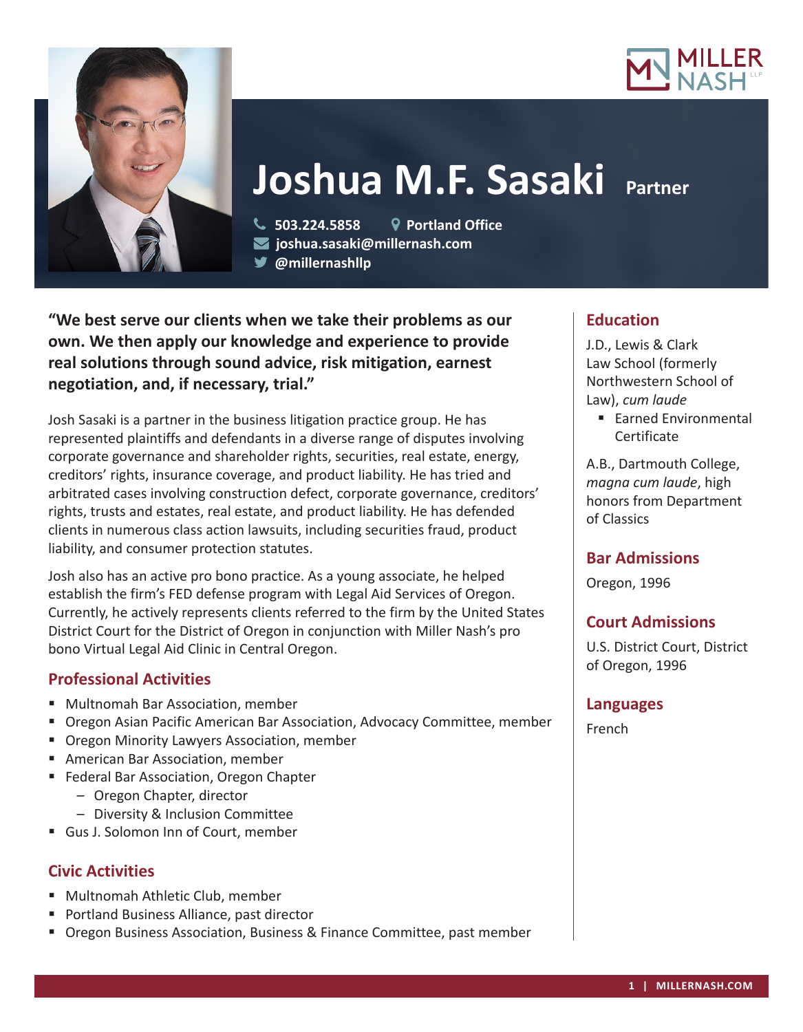# Joshua M.F. Sasaki Partner

503.224.5858 Portland Office
joshua.sasaki@millernash.com
@millernashllp

**"We best serve our clients when we take their problems as our own. We then apply our knowledge and experience to provide real solutions through sound advice, risk mitigation, earnest negotiation, and, if necessary, trial."**

Josh Sasaki is a partner in the business litigation practice group. He has represented plaintiffs and defendants in a diverse range of disputes involving corporate governance and shareholder rights, securities, real estate, energy, creditors' rights, insurance coverage, and product liability. He has tried and arbitrated cases involving construction defect, corporate governance, creditors' rights, trusts and estates, real estate, and product liability. He has defended clients in numerous class action lawsuits, including securities fraud, product liability, and consumer protection statutes.

Josh also has an active pro bono practice. As a young associate, he helped establish the firm's FED defense program with Legal Aid Services of Oregon. Currently, he actively represents clients referred to the firm by the United States District Court for the District of Oregon in conjunction with Miller Nash's pro bono Virtual Legal Aid Clinic in Central Oregon.

## Professional Activities

- Multnomah Bar Association, member
- Oregon Asian Pacific American Bar Association, Advocacy Committee, member
- Oregon Minority Lawyers Association, member
- American Bar Association, member
- Federal Bar Association, Oregon Chapter
  - Oregon Chapter, director
  - Diversity & Inclusion Committee
- Gus J. Solomon Inn of Court, member

## Civic Activities

- Multnomah Athletic Club, member
- Portland Business Alliance, past director
- Oregon Business Association, Business & Finance Committee, past member

## Education

J.D., Lewis & Clark Law School (formerly Northwestern School of Law), *cum laude*

- Earned Environmental Certificate

A.B., Dartmouth College, *magna cum laude*, high honors from Department of Classics

## Bar Admissions

Oregon, 1996

## Court Admissions

U.S. District Court, District of Oregon, 1996

## Languages

French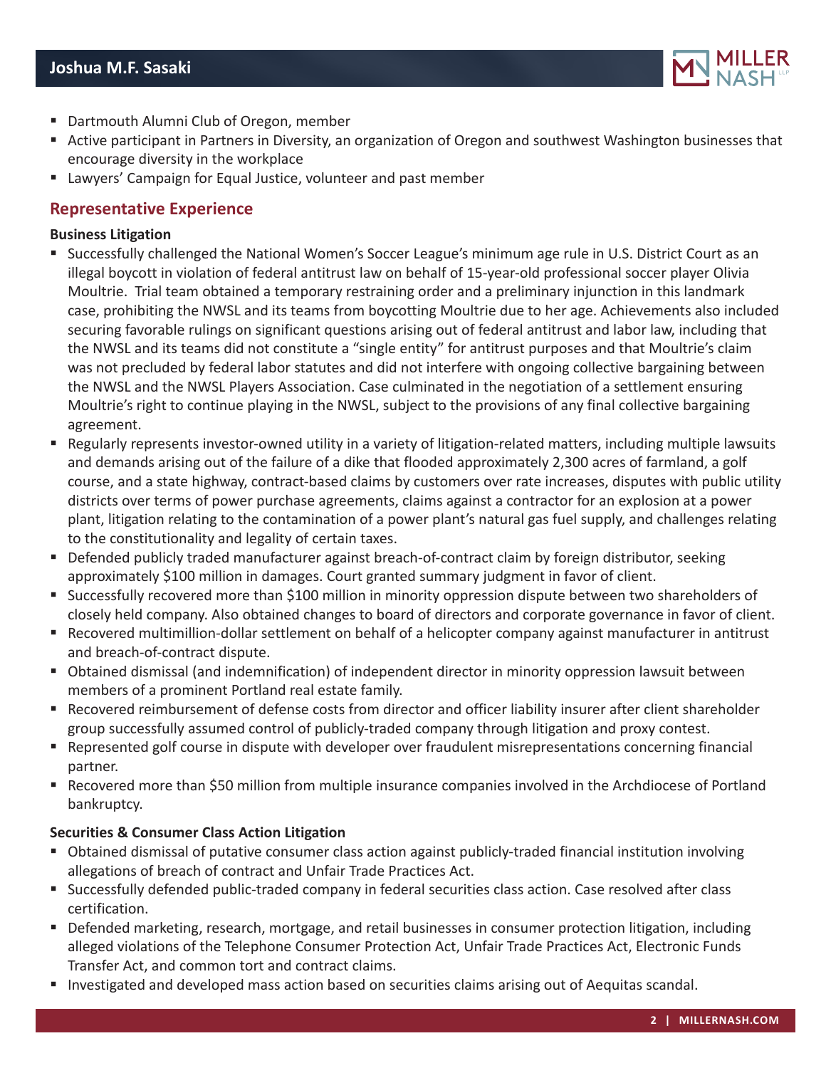- Dartmouth Alumni Club of Oregon, member
- Active participant in Partners in Diversity, an organization of Oregon and southwest Washington businesses that encourage diversity in the workplace
- Lawyers' Campaign for Equal Justice, volunteer and past member

## Representative Experience

**Business Litigation**

- Successfully challenged the National Women's Soccer League's minimum age rule in U.S. District Court as an illegal boycott in violation of federal antitrust law on behalf of 15-year-old professional soccer player Olivia Moultrie. Trial team obtained a temporary restraining order and a preliminary injunction in this landmark case, prohibiting the NWSL and its teams from boycotting Moultrie due to her age. Achievements also included securing favorable rulings on significant questions arising out of federal antitrust and labor law, including that the NWSL and its teams did not constitute a "single entity" for antitrust purposes and that Moultrie's claim was not precluded by federal labor statutes and did not interfere with ongoing collective bargaining between the NWSL and the NWSL Players Association. Case culminated in the negotiation of a settlement ensuring Moultrie's right to continue playing in the NWSL, subject to the provisions of any final collective bargaining agreement.
- Regularly represents investor-owned utility in a variety of litigation-related matters, including multiple lawsuits and demands arising out of the failure of a dike that flooded approximately 2,300 acres of farmland, a golf course, and a state highway, contract-based claims by customers over rate increases, disputes with public utility districts over terms of power purchase agreements, claims against a contractor for an explosion at a power plant, litigation relating to the contamination of a power plant's natural gas fuel supply, and challenges relating to the constitutionality and legality of certain taxes.
- Defended publicly traded manufacturer against breach-of-contract claim by foreign distributor, seeking approximately $100 million in damages. Court granted summary judgment in favor of client.
- Successfully recovered more than $100 million in minority oppression dispute between two shareholders of closely held company. Also obtained changes to board of directors and corporate governance in favor of client.
- Recovered multimillion-dollar settlement on behalf of a helicopter company against manufacturer in antitrust and breach-of-contract dispute.
- Obtained dismissal (and indemnification) of independent director in minority oppression lawsuit between members of a prominent Portland real estate family.
- Recovered reimbursement of defense costs from director and officer liability insurer after client shareholder group successfully assumed control of publicly-traded company through litigation and proxy contest.
- Represented golf course in dispute with developer over fraudulent misrepresentations concerning financial partner.
- Recovered more than $50 million from multiple insurance companies involved in the Archdiocese of Portland bankruptcy.

**Securities & Consumer Class Action Litigation**

- Obtained dismissal of putative consumer class action against publicly-traded financial institution involving allegations of breach of contract and Unfair Trade Practices Act.
- Successfully defended public-traded company in federal securities class action. Case resolved after class certification.
- Defended marketing, research, mortgage, and retail businesses in consumer protection litigation, including alleged violations of the Telephone Consumer Protection Act, Unfair Trade Practices Act, Electronic Funds Transfer Act, and common tort and contract claims.
- Investigated and developed mass action based on securities claims arising out of Aequitas scandal.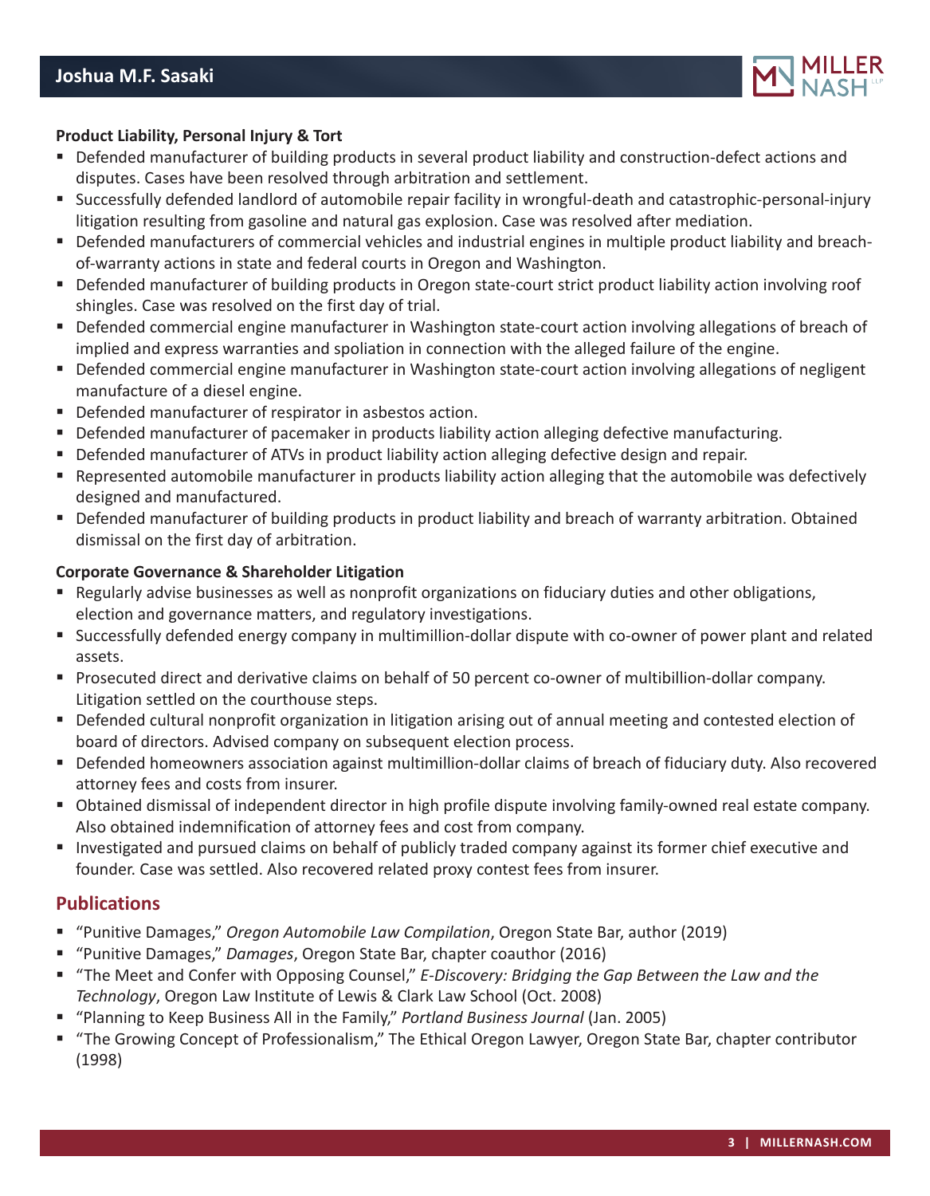**Product Liability, Personal Injury & Tort**

- Defended manufacturer of building products in several product liability and construction-defect actions and disputes. Cases have been resolved through arbitration and settlement.
- Successfully defended landlord of automobile repair facility in wrongful-death and catastrophic-personal-injury litigation resulting from gasoline and natural gas explosion. Case was resolved after mediation.
- Defended manufacturers of commercial vehicles and industrial engines in multiple product liability and breach-of-warranty actions in state and federal courts in Oregon and Washington.
- Defended manufacturer of building products in Oregon state-court strict product liability action involving roof shingles. Case was resolved on the first day of trial.
- Defended commercial engine manufacturer in Washington state-court action involving allegations of breach of implied and express warranties and spoliation in connection with the alleged failure of the engine.
- Defended commercial engine manufacturer in Washington state-court action involving allegations of negligent manufacture of a diesel engine.
- Defended manufacturer of respirator in asbestos action.
- Defended manufacturer of pacemaker in products liability action alleging defective manufacturing.
- Defended manufacturer of ATVs in product liability action alleging defective design and repair.
- Represented automobile manufacturer in products liability action alleging that the automobile was defectively designed and manufactured.
- Defended manufacturer of building products in product liability and breach of warranty arbitration. Obtained dismissal on the first day of arbitration.

**Corporate Governance & Shareholder Litigation**

- Regularly advise businesses as well as nonprofit organizations on fiduciary duties and other obligations, election and governance matters, and regulatory investigations.
- Successfully defended energy company in multimillion-dollar dispute with co-owner of power plant and related assets.
- Prosecuted direct and derivative claims on behalf of 50 percent co-owner of multibillion-dollar company. Litigation settled on the courthouse steps.
- Defended cultural nonprofit organization in litigation arising out of annual meeting and contested election of board of directors. Advised company on subsequent election process.
- Defended homeowners association against multimillion-dollar claims of breach of fiduciary duty. Also recovered attorney fees and costs from insurer.
- Obtained dismissal of independent director in high profile dispute involving family-owned real estate company. Also obtained indemnification of attorney fees and cost from company.
- Investigated and pursued claims on behalf of publicly traded company against its former chief executive and founder. Case was settled. Also recovered related proxy contest fees from insurer.

## Publications

- "Punitive Damages," *Oregon Automobile Law Compilation*, Oregon State Bar, author (2019)
- "Punitive Damages," *Damages*, Oregon State Bar, chapter coauthor (2016)
- "The Meet and Confer with Opposing Counsel," *E-Discovery: Bridging the Gap Between the Law and the Technology*, Oregon Law Institute of Lewis & Clark Law School (Oct. 2008)
- "Planning to Keep Business All in the Family," *Portland Business Journal* (Jan. 2005)
- "The Growing Concept of Professionalism," The Ethical Oregon Lawyer, Oregon State Bar, chapter contributor (1998)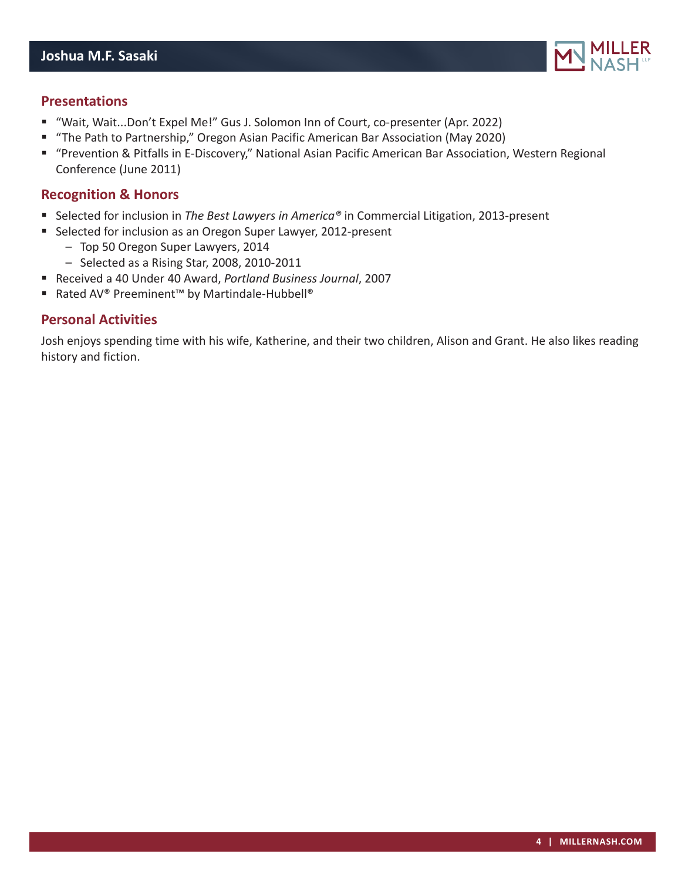## Presentations

- "Wait, Wait...Don't Expel Me!" Gus J. Solomon Inn of Court, co-presenter (Apr. 2022)
- "The Path to Partnership," Oregon Asian Pacific American Bar Association (May 2020)
- "Prevention & Pitfalls in E-Discovery," National Asian Pacific American Bar Association, Western Regional Conference (June 2011)

## Recognition & Honors

- Selected for inclusion in *The Best Lawyers in America®* in Commercial Litigation, 2013-present
- Selected for inclusion as an Oregon Super Lawyer, 2012-present
  - Top 50 Oregon Super Lawyers, 2014
  - Selected as a Rising Star, 2008, 2010-2011
- Received a 40 Under 40 Award, *Portland Business Journal*, 2007
- Rated AV® Preeminent™ by Martindale-Hubbell®

## Personal Activities

Josh enjoys spending time with his wife, Katherine, and their two children, Alison and Grant. He also likes reading history and fiction.